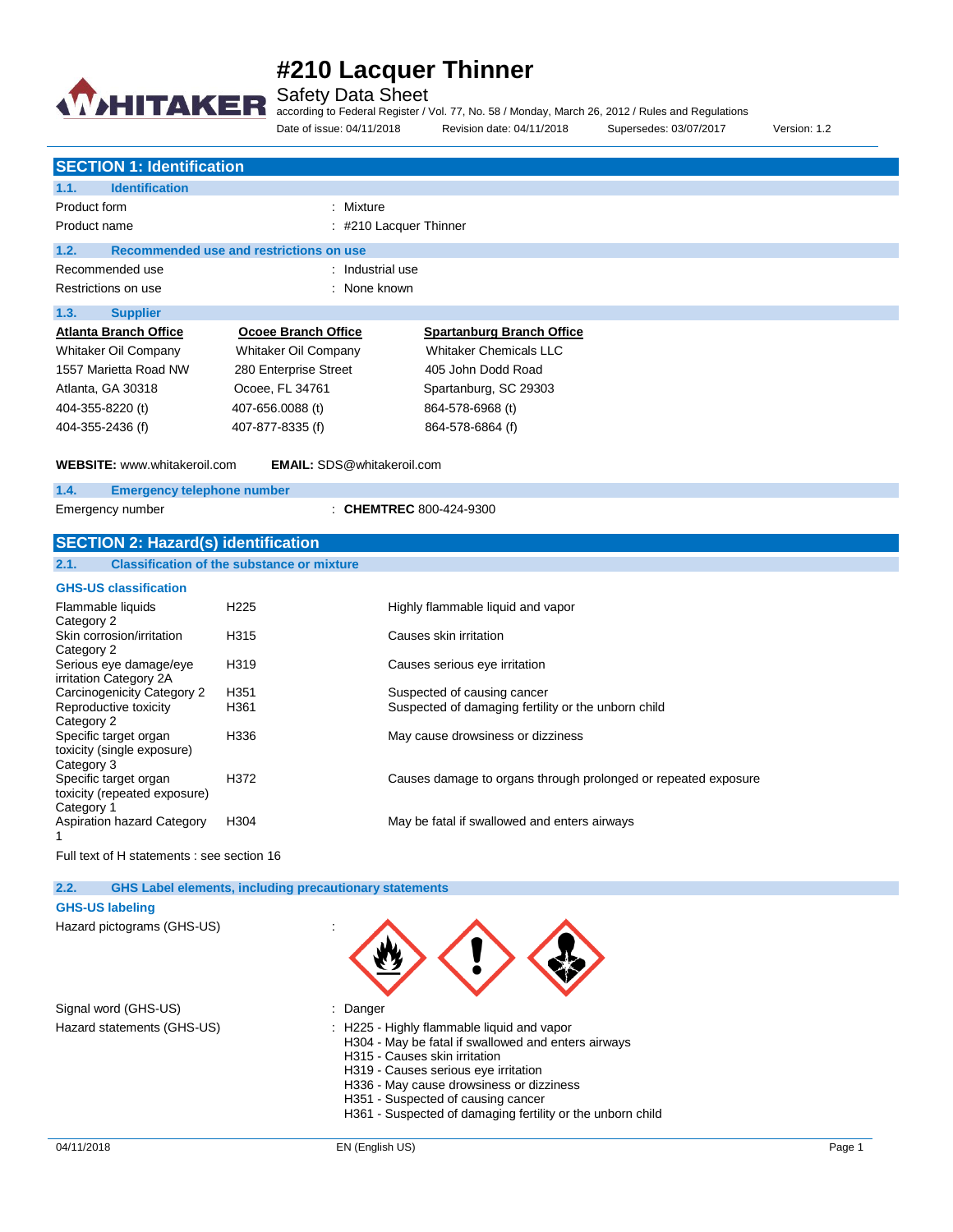# #210 Lacquer Thinner

Safety Data Sheet

according to Federal Register / Vol. 77, No. 58 / Monday, March 26, 2012 / Rules and Regulations

Date of issue: 04/11/2018 Revision date: 04/11/2018 Supersedes: 03/07/2017 Version: 1.2

## SECTION 1: Identification

### 1.1. Identification

Product form : Mixture

Product name : #210 Lacquer Thinner

### 1.2. Recommended use and restrictions on use

Recommended use : Industrial use

Restrictions on use : None known

### 1.3. Supplier

| **Atlanta Branch Office** | **Ocoee Branch Office** | **Spartanburg Branch Office** |
|---|---|---|
| Whitaker Oil Company | Whitaker Oil Company | Whitaker Chemicals LLC |
| 1557 Marietta Road NW | 280 Enterprise Street | 405 John Dodd Road |
| Atlanta, GA 30318 | Ocoee, FL 34761 | Spartanburg, SC 29303 |
| 404-355-8220 (t) | 407-656.0088 (t) | 864-578-6968 (t) |
| 404-355-2436 (f) | 407-877-8335 (f) | 864-578-6864 (f) |

**WEBSITE:** www.whitakeroil.com **EMAIL:** SDS@whitakeroil.com

### 1.4. Emergency telephone number

Emergency number : **CHEMTREC** 800-424-9300

## SECTION 2: Hazard(s) identification

### 2.1. Classification of the substance or mixture

**GHS-US classification**

| | | |
|---|---|---|
| Flammable liquids Category 2 | H225 | Highly flammable liquid and vapor |
| Skin corrosion/irritation Category 2 | H315 | Causes skin irritation |
| Serious eye damage/eye irritation Category 2A | H319 | Causes serious eye irritation |
| Carcinogenicity Category 2 | H351 | Suspected of causing cancer |
| Reproductive toxicity Category 2 | H361 | Suspected of damaging fertility or the unborn child |
| Specific target organ toxicity (single exposure) Category 3 | H336 | May cause drowsiness or dizziness |
| Specific target organ toxicity (repeated exposure) Category 1 | H372 | Causes damage to organs through prolonged or repeated exposure |
| Aspiration hazard Category 1 | H304 | May be fatal if swallowed and enters airways |

Full text of H statements : see section 16

### 2.2. GHS Label elements, including precautionary statements

**GHS-US labeling**

Hazard pictograms (GHS-US) :

Signal word (GHS-US) : Danger

Hazard statements (GHS-US) :
- H225 - Highly flammable liquid and vapor
- H304 - May be fatal if swallowed and enters airways
- H315 - Causes skin irritation
- H319 - Causes serious eye irritation
- H336 - May cause drowsiness or dizziness
- H351 - Suspected of causing cancer
- H361 - Suspected of damaging fertility or the unborn child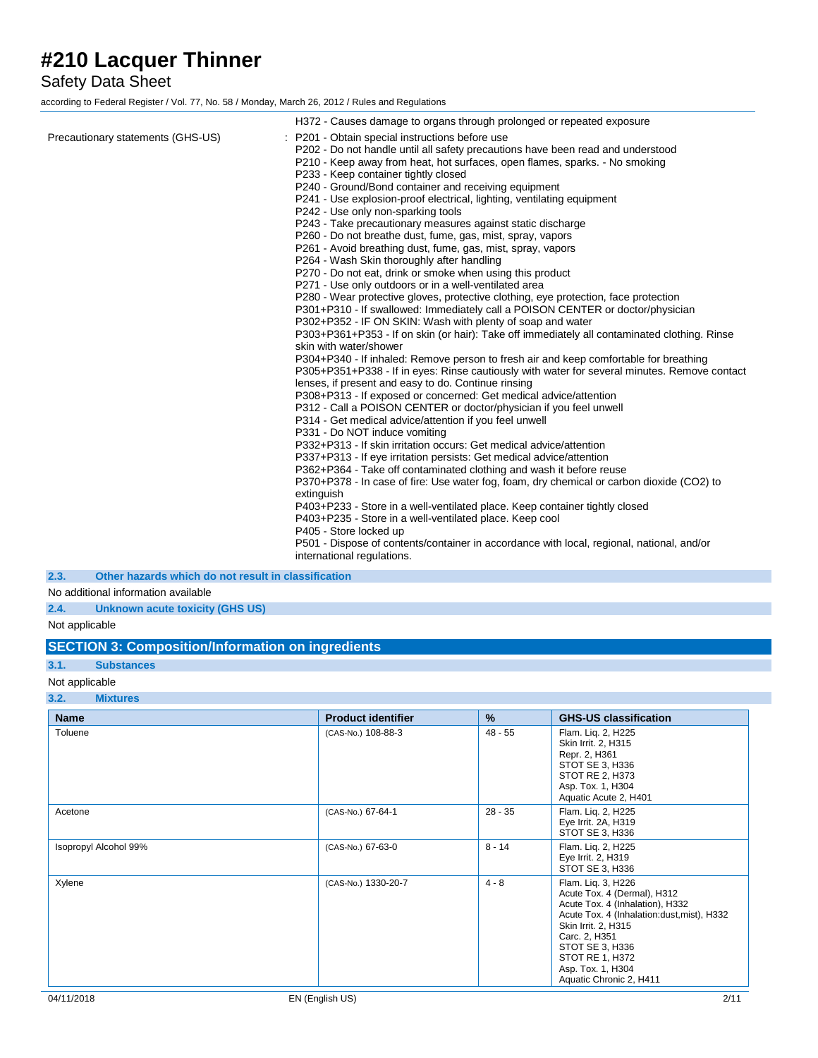H372 - Causes damage to organs through prolonged or repeated exposure

Precautionary statements (GHS-US) : P201 - Obtain special instructions before use
P202 - Do not handle until all safety precautions have been read and understood
P210 - Keep away from heat, hot surfaces, open flames, sparks. - No smoking
P233 - Keep container tightly closed
P240 - Ground/Bond container and receiving equipment
P241 - Use explosion-proof electrical, lighting, ventilating equipment
P242 - Use only non-sparking tools
P243 - Take precautionary measures against static discharge
P260 - Do not breathe dust, fume, gas, mist, spray, vapors
P261 - Avoid breathing dust, fume, gas, mist, spray, vapors
P264 - Wash Skin thoroughly after handling
P270 - Do not eat, drink or smoke when using this product
P271 - Use only outdoors or in a well-ventilated area
P280 - Wear protective gloves, protective clothing, eye protection, face protection
P301+P310 - If swallowed: Immediately call a POISON CENTER or doctor/physician
P302+P352 - IF ON SKIN: Wash with plenty of soap and water
P303+P361+P353 - If on skin (or hair): Take off immediately all contaminated clothing. Rinse skin with water/shower
P304+P340 - If inhaled: Remove person to fresh air and keep comfortable for breathing
P305+P351+P338 - If in eyes: Rinse cautiously with water for several minutes. Remove contact lenses, if present and easy to do. Continue rinsing
P308+P313 - If exposed or concerned: Get medical advice/attention
P312 - Call a POISON CENTER or doctor/physician if you feel unwell
P314 - Get medical advice/attention if you feel unwell
P331 - Do NOT induce vomiting
P332+P313 - If skin irritation occurs: Get medical advice/attention
P337+P313 - If eye irritation persists: Get medical advice/attention
P362+P364 - Take off contaminated clothing and wash it before reuse
P370+P378 - In case of fire: Use water fog, foam, dry chemical or carbon dioxide (CO2) to extinguish
P403+P233 - Store in a well-ventilated place. Keep container tightly closed
P403+P235 - Store in a well-ventilated place. Keep cool
P405 - Store locked up
P501 - Dispose of contents/container in accordance with local, regional, national, and/or international regulations.

### 2.3. Other hazards which do not result in classification

No additional information available

### 2.4. Unknown acute toxicity (GHS US)

Not applicable

## SECTION 3: Composition/Information on ingredients

### 3.1. Substances

Not applicable

### 3.2. Mixtures

| Name | Product identifier | % | GHS-US classification |
|---|---|---|---|
| Toluene | (CAS-No.) 108-88-3 | 48 - 55 | Flam. Liq. 2, H225<br>Skin Irrit. 2, H315<br>Repr. 2, H361<br>STOT SE 3, H336<br>STOT RE 2, H373<br>Asp. Tox. 1, H304<br>Aquatic Acute 2, H401 |
| Acetone | (CAS-No.) 67-64-1 | 28 - 35 | Flam. Liq. 2, H225<br>Eye Irrit. 2A, H319<br>STOT SE 3, H336 |
| Isopropyl Alcohol 99% | (CAS-No.) 67-63-0 | 8 - 14 | Flam. Liq. 2, H225<br>Eye Irrit. 2, H319<br>STOT SE 3, H336 |
| Xylene | (CAS-No.) 1330-20-7 | 4 - 8 | Flam. Liq. 3, H226<br>Acute Tox. 4 (Dermal), H312<br>Acute Tox. 4 (Inhalation), H332<br>Acute Tox. 4 (Inhalation:dust,mist), H332<br>Skin Irrit. 2, H315<br>Carc. 2, H351<br>STOT SE 3, H336<br>STOT RE 1, H372<br>Asp. Tox. 1, H304<br>Aquatic Chronic 2, H411 |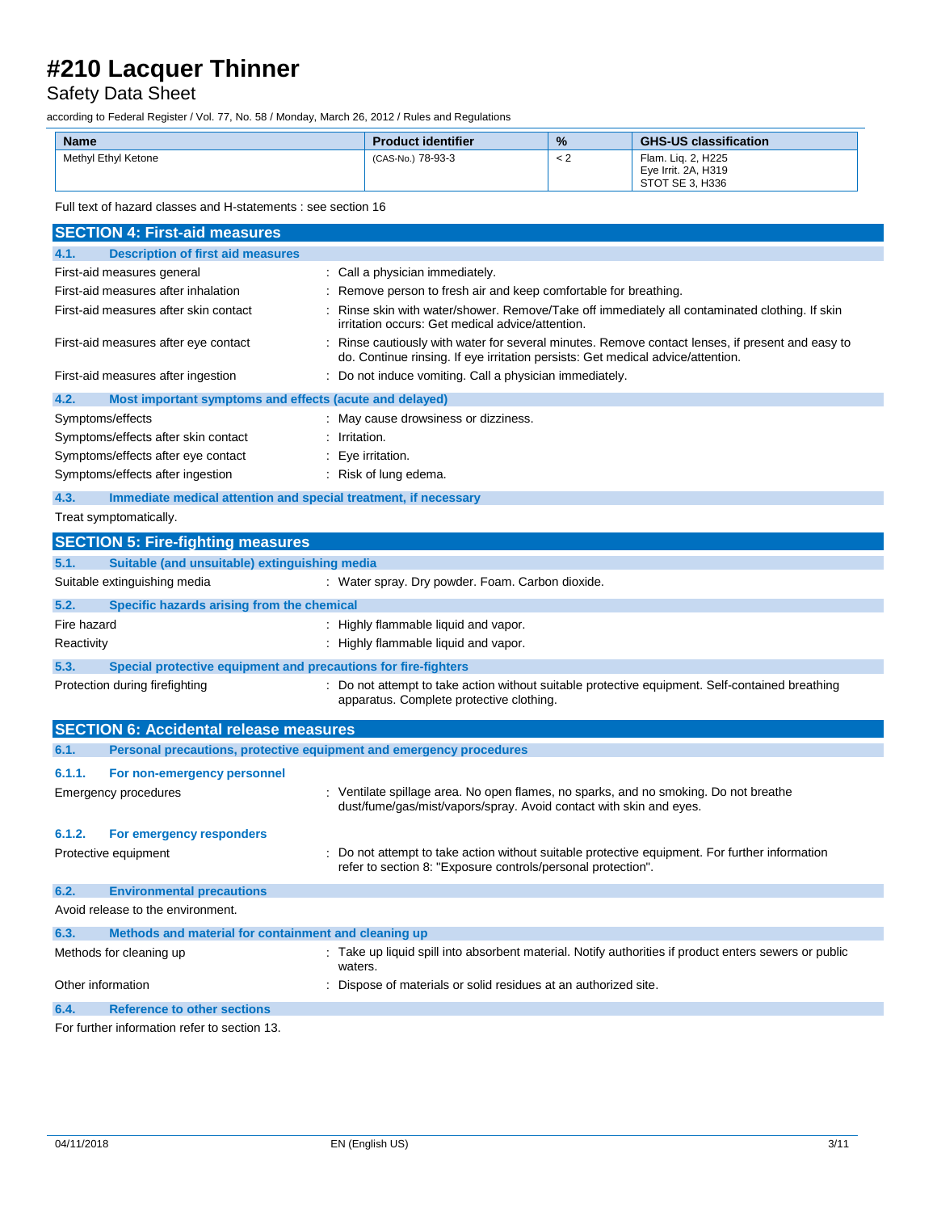| Name | Product identifier | % | GHS-US classification |
|---|---|---|---|
| Methyl Ethyl Ketone | (CAS-No.) 78-93-3 | < 2 | Flam. Liq. 2, H225<br>Eye Irrit. 2A, H319<br>STOT SE 3, H336 |

Full text of hazard classes and H-statements : see section 16

## SECTION 4: First-aid measures

### 4.1. Description of first aid measures

First-aid measures general : Call a physician immediately.

First-aid measures after inhalation : Remove person to fresh air and keep comfortable for breathing.

First-aid measures after skin contact : Rinse skin with water/shower. Remove/Take off immediately all contaminated clothing. If skin irritation occurs: Get medical advice/attention.

First-aid measures after eye contact : Rinse cautiously with water for several minutes. Remove contact lenses, if present and easy to do. Continue rinsing. If eye irritation persists: Get medical advice/attention.

First-aid measures after ingestion : Do not induce vomiting. Call a physician immediately.

### 4.2. Most important symptoms and effects (acute and delayed)

Symptoms/effects : May cause drowsiness or dizziness.

Symptoms/effects after skin contact : Irritation.

Symptoms/effects after eye contact : Eye irritation.

Symptoms/effects after ingestion : Risk of lung edema.

### 4.3. Immediate medical attention and special treatment, if necessary

Treat symptomatically.

## SECTION 5: Fire-fighting measures

### 5.1. Suitable (and unsuitable) extinguishing media

Suitable extinguishing media : Water spray. Dry powder. Foam. Carbon dioxide.

### 5.2. Specific hazards arising from the chemical

Fire hazard : Highly flammable liquid and vapor.

Reactivity : Highly flammable liquid and vapor.

### 5.3. Special protective equipment and precautions for fire-fighters

Protection during firefighting : Do not attempt to take action without suitable protective equipment. Self-contained breathing apparatus. Complete protective clothing.

## SECTION 6: Accidental release measures

### 6.1. Personal precautions, protective equipment and emergency procedures

#### 6.1.1. For non-emergency personnel

Emergency procedures : Ventilate spillage area. No open flames, no sparks, and no smoking. Do not breathe dust/fume/gas/mist/vapors/spray. Avoid contact with skin and eyes.

#### 6.1.2. For emergency responders

Protective equipment : Do not attempt to take action without suitable protective equipment. For further information refer to section 8: "Exposure controls/personal protection".

### 6.2. Environmental precautions

Avoid release to the environment.

### 6.3. Methods and material for containment and cleaning up

Methods for cleaning up : Take up liquid spill into absorbent material. Notify authorities if product enters sewers or public waters.

Other information : Dispose of materials or solid residues at an authorized site.

### 6.4. Reference to other sections

For further information refer to section 13.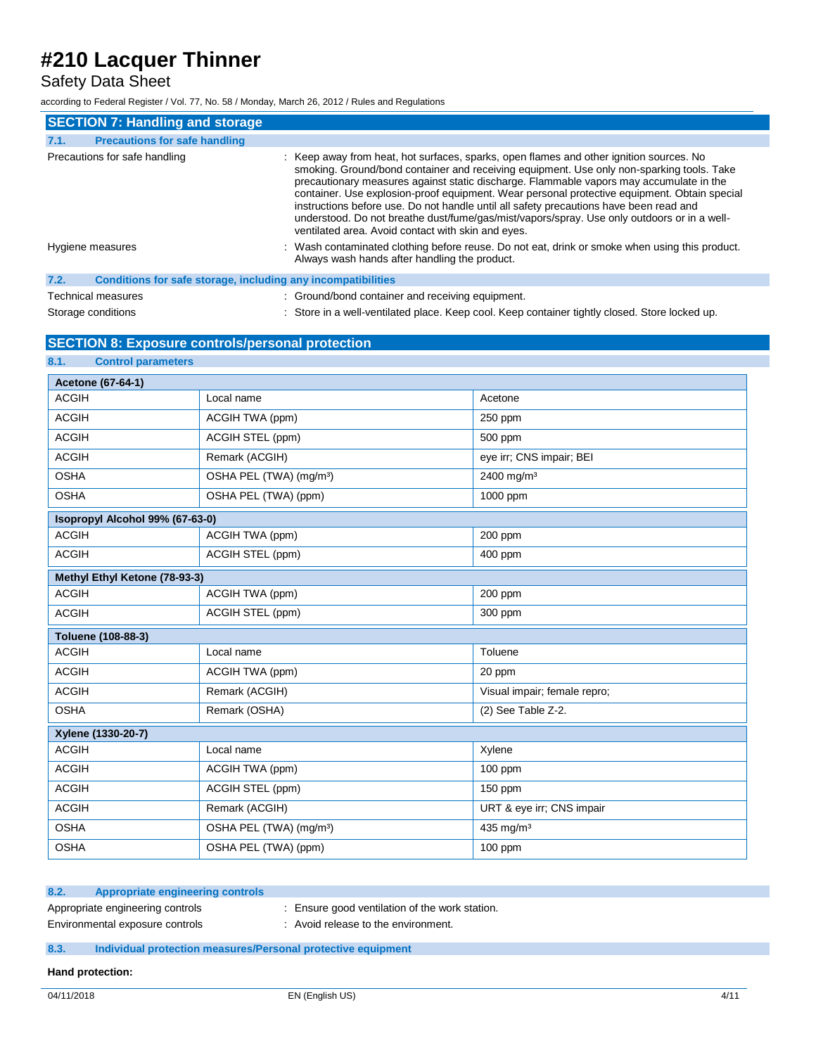## SECTION 7: Handling and storage

### 7.1. Precautions for safe handling

Precautions for safe handling : Keep away from heat, hot surfaces, sparks, open flames and other ignition sources. No smoking. Ground/bond container and receiving equipment. Use only non-sparking tools. Take precautionary measures against static discharge. Flammable vapors may accumulate in the container. Use explosion-proof equipment. Wear personal protective equipment. Obtain special instructions before use. Do not handle until all safety precautions have been read and understood. Do not breathe dust/fume/gas/mist/vapors/spray. Use only outdoors or in a well-ventilated area. Avoid contact with skin and eyes.

Hygiene measures : Wash contaminated clothing before reuse. Do not eat, drink or smoke when using this product. Always wash hands after handling the product.

### 7.2. Conditions for safe storage, including any incompatibilities

Technical measures : Ground/bond container and receiving equipment.

Storage conditions : Store in a well-ventilated place. Keep cool. Keep container tightly closed. Store locked up.

## SECTION 8: Exposure controls/personal protection

### 8.1. Control parameters

| **Acetone (67-64-1)** | | |
|---|---|---|
| ACGIH | Local name | Acetone |
| ACGIH | ACGIH TWA (ppm) | 250 ppm |
| ACGIH | ACGIH STEL (ppm) | 500 ppm |
| ACGIH | Remark (ACGIH) | eye irr; CNS impair; BEI |
| OSHA | OSHA PEL (TWA) (mg/m³) | 2400 mg/m³ |
| OSHA | OSHA PEL (TWA) (ppm) | 1000 ppm |

| **Isopropyl Alcohol 99% (67-63-0)** | | |
|---|---|---|
| ACGIH | ACGIH TWA (ppm) | 200 ppm |
| ACGIH | ACGIH STEL (ppm) | 400 ppm |

| **Methyl Ethyl Ketone (78-93-3)** | | |
|---|---|---|
| ACGIH | ACGIH TWA (ppm) | 200 ppm |
| ACGIH | ACGIH STEL (ppm) | 300 ppm |

| **Toluene (108-88-3)** | | |
|---|---|---|
| ACGIH | Local name | Toluene |
| ACGIH | ACGIH TWA (ppm) | 20 ppm |
| ACGIH | Remark (ACGIH) | Visual impair; female repro; |
| OSHA | Remark (OSHA) | (2) See Table Z-2. |

| **Xylene (1330-20-7)** | | |
|---|---|---|
| ACGIH | Local name | Xylene |
| ACGIH | ACGIH TWA (ppm) | 100 ppm |
| ACGIH | ACGIH STEL (ppm) | 150 ppm |
| ACGIH | Remark (ACGIH) | URT & eye irr; CNS impair |
| OSHA | OSHA PEL (TWA) (mg/m³) | 435 mg/m³ |
| OSHA | OSHA PEL (TWA) (ppm) | 100 ppm |

### 8.2. Appropriate engineering controls

Appropriate engineering controls : Ensure good ventilation of the work station.

Environmental exposure controls : Avoid release to the environment.

### 8.3. Individual protection measures/Personal protective equipment

**Hand protection:**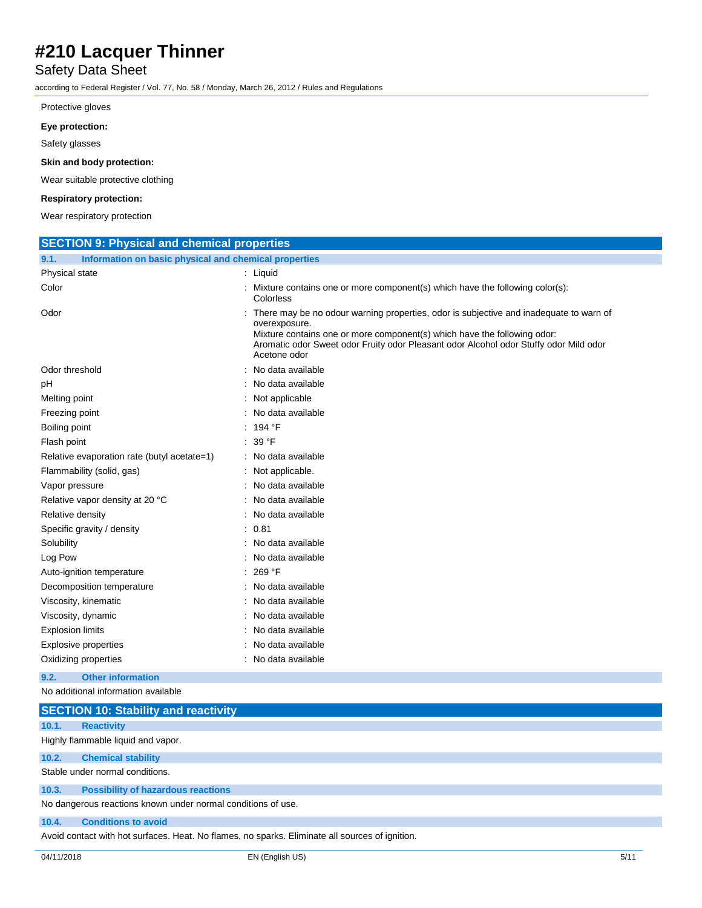Protective gloves

**Eye protection:**

Safety glasses

**Skin and body protection:**

Wear suitable protective clothing

**Respiratory protection:**

Wear respiratory protection

## SECTION 9: Physical and chemical properties

### 9.1. Information on basic physical and chemical properties

| | |
|---|---|
| Physical state | : Liquid |
| Color | : Mixture contains one or more component(s) which have the following color(s): Colorless |
| Odor | : There may be no odour warning properties, odor is subjective and inadequate to warn of overexposure. Mixture contains one or more component(s) which have the following odor: Aromatic odor Sweet odor Fruity odor Pleasant odor Alcohol odor Stuffy odor Mild odor Acetone odor |
| Odor threshold | : No data available |
| pH | : No data available |
| Melting point | : Not applicable |
| Freezing point | : No data available |
| Boiling point | : 194 °F |
| Flash point | : 39 °F |
| Relative evaporation rate (butyl acetate=1) | : No data available |
| Flammability (solid, gas) | : Not applicable. |
| Vapor pressure | : No data available |
| Relative vapor density at 20 °C | : No data available |
| Relative density | : No data available |
| Specific gravity / density | : 0.81 |
| Solubility | : No data available |
| Log Pow | : No data available |
| Auto-ignition temperature | : 269 °F |
| Decomposition temperature | : No data available |
| Viscosity, kinematic | : No data available |
| Viscosity, dynamic | : No data available |
| Explosion limits | : No data available |
| Explosive properties | : No data available |
| Oxidizing properties | : No data available |

### 9.2. Other information

No additional information available

## SECTION 10: Stability and reactivity

### 10.1. Reactivity

Highly flammable liquid and vapor.

### 10.2. Chemical stability

Stable under normal conditions.

### 10.3. Possibility of hazardous reactions

No dangerous reactions known under normal conditions of use.

### 10.4. Conditions to avoid

Avoid contact with hot surfaces. Heat. No flames, no sparks. Eliminate all sources of ignition.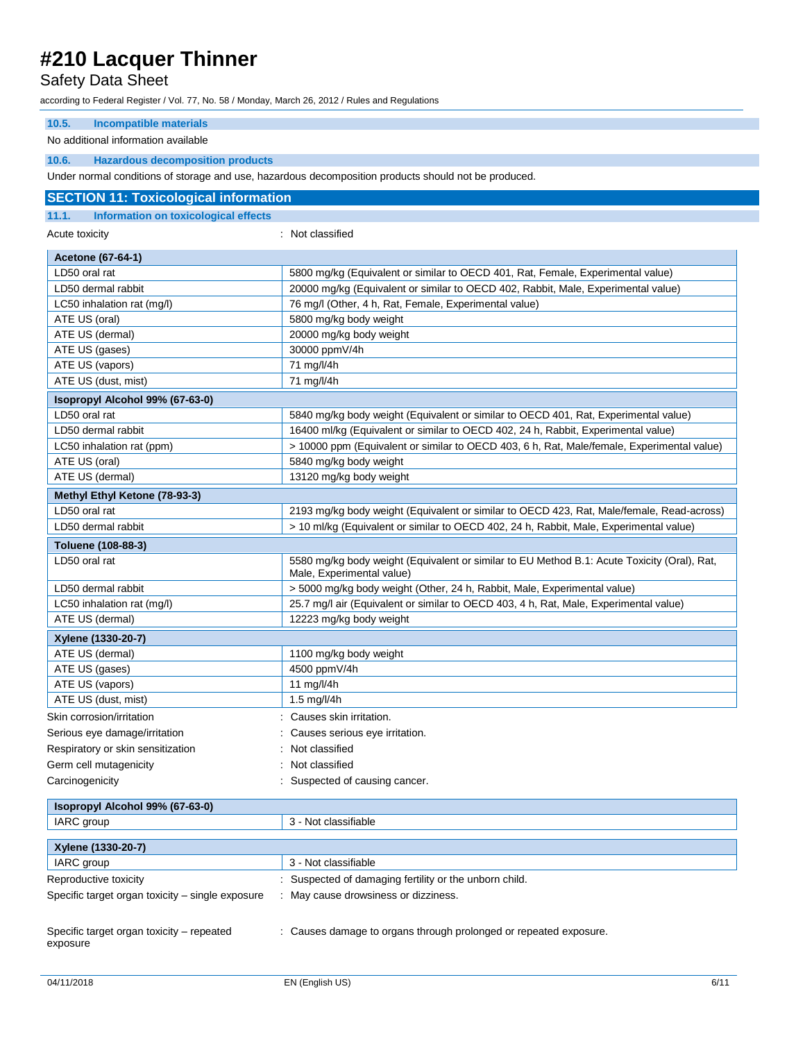### 10.5. Incompatible materials

No additional information available

### 10.6. Hazardous decomposition products

Under normal conditions of storage and use, hazardous decomposition products should not be produced.

## SECTION 11: Toxicological information

### 11.1. Information on toxicological effects

Acute toxicity : Not classified

| Acetone (67-64-1) | |
|---|---|
| LD50 oral rat | 5800 mg/kg (Equivalent or similar to OECD 401, Rat, Female, Experimental value) |
| LD50 dermal rabbit | 20000 mg/kg (Equivalent or similar to OECD 402, Rabbit, Male, Experimental value) |
| LC50 inhalation rat (mg/l) | 76 mg/l (Other, 4 h, Rat, Female, Experimental value) |
| ATE US (oral) | 5800 mg/kg body weight |
| ATE US (dermal) | 20000 mg/kg body weight |
| ATE US (gases) | 30000 ppmV/4h |
| ATE US (vapors) | 71 mg/l/4h |
| ATE US (dust, mist) | 71 mg/l/4h |

| Isopropyl Alcohol 99% (67-63-0) | |
|---|---|
| LD50 oral rat | 5840 mg/kg body weight (Equivalent or similar to OECD 401, Rat, Experimental value) |
| LD50 dermal rabbit | 16400 ml/kg (Equivalent or similar to OECD 402, 24 h, Rabbit, Experimental value) |
| LC50 inhalation rat (ppm) | > 10000 ppm (Equivalent or similar to OECD 403, 6 h, Rat, Male/female, Experimental value) |
| ATE US (oral) | 5840 mg/kg body weight |
| ATE US (dermal) | 13120 mg/kg body weight |

| Methyl Ethyl Ketone (78-93-3) | |
|---|---|
| LD50 oral rat | 2193 mg/kg body weight (Equivalent or similar to OECD 423, Rat, Male/female, Read-across) |
| LD50 dermal rabbit | > 10 ml/kg (Equivalent or similar to OECD 402, 24 h, Rabbit, Male, Experimental value) |

| Toluene (108-88-3) | |
|---|---|
| LD50 oral rat | 5580 mg/kg body weight (Equivalent or similar to EU Method B.1: Acute Toxicity (Oral), Rat, Male, Experimental value) |
| LD50 dermal rabbit | > 5000 mg/kg body weight (Other, 24 h, Rabbit, Male, Experimental value) |
| LC50 inhalation rat (mg/l) | 25.7 mg/l air (Equivalent or similar to OECD 403, 4 h, Rat, Male, Experimental value) |
| ATE US (dermal) | 12223 mg/kg body weight |

| Xylene (1330-20-7) | |
|---|---|
| ATE US (dermal) | 1100 mg/kg body weight |
| ATE US (gases) | 4500 ppmV/4h |
| ATE US (vapors) | 11 mg/l/4h |
| ATE US (dust, mist) | 1.5 mg/l/4h |

Skin corrosion/irritation : Causes skin irritation.

Serious eye damage/irritation : Causes serious eye irritation.

Respiratory or skin sensitization : Not classified

Germ cell mutagenicity : Not classified

Carcinogenicity : Suspected of causing cancer.

| Isopropyl Alcohol 99% (67-63-0) | |
|---|---|
| IARC group | 3 - Not classifiable |

| Xylene (1330-20-7) | |
|---|---|
| IARC group | 3 - Not classifiable |

Reproductive toxicity : Suspected of damaging fertility or the unborn child.

Specific target organ toxicity – single exposure : May cause drowsiness or dizziness.

Specific target organ toxicity – repeated exposure : Causes damage to organs through prolonged or repeated exposure.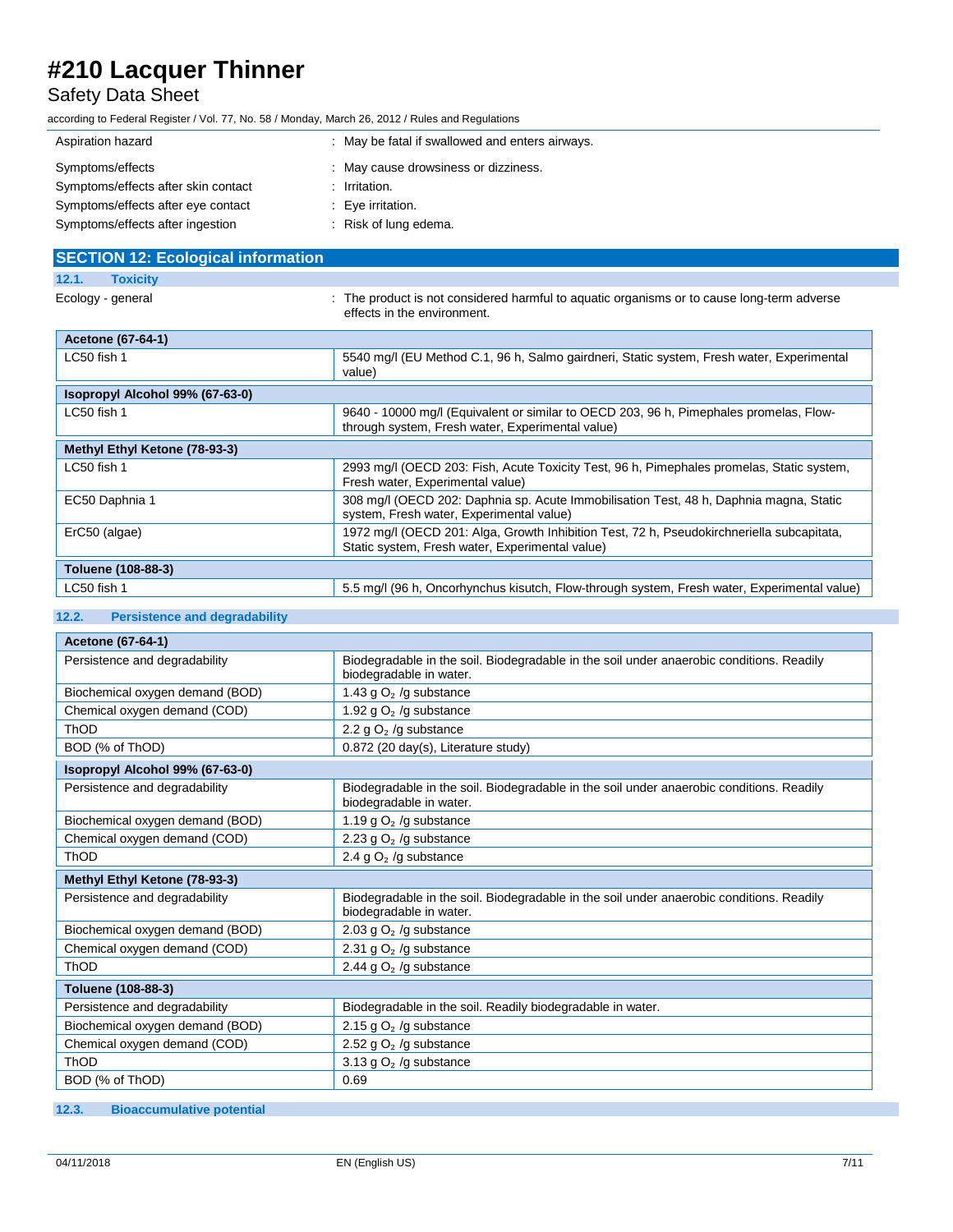| | |
|---|---|
| Aspiration hazard | : May be fatal if swallowed and enters airways. |
| Symptoms/effects | : May cause drowsiness or dizziness. |
| Symptoms/effects after skin contact | : Irritation. |
| Symptoms/effects after eye contact | : Eye irritation. |
| Symptoms/effects after ingestion | : Risk of lung edema. |

## SECTION 12: Ecological information

### 12.1. Toxicity

Ecology - general : The product is not considered harmful to aquatic organisms or to cause long-term adverse effects in the environment.

| **Acetone (67-64-1)** | |
|---|---|
| LC50 fish 1 | 5540 mg/l (EU Method C.1, 96 h, Salmo gairdneri, Static system, Fresh water, Experimental value) |

| **Isopropyl Alcohol 99% (67-63-0)** | |
|---|---|
| LC50 fish 1 | 9640 - 10000 mg/l (Equivalent or similar to OECD 203, 96 h, Pimephales promelas, Flow-through system, Fresh water, Experimental value) |

| **Methyl Ethyl Ketone (78-93-3)** | |
|---|---|
| LC50 fish 1 | 2993 mg/l (OECD 203: Fish, Acute Toxicity Test, 96 h, Pimephales promelas, Static system, Fresh water, Experimental value) |
| EC50 Daphnia 1 | 308 mg/l (OECD 202: Daphnia sp. Acute Immobilisation Test, 48 h, Daphnia magna, Static system, Fresh water, Experimental value) |
| ErC50 (algae) | 1972 mg/l (OECD 201: Alga, Growth Inhibition Test, 72 h, Pseudokirchneriella subcapitata, Static system, Fresh water, Experimental value) |

| **Toluene (108-88-3)** | |
|---|---|
| LC50 fish 1 | 5.5 mg/l (96 h, Oncorhynchus kisutch, Flow-through system, Fresh water, Experimental value) |

### 12.2. Persistence and degradability

| **Acetone (67-64-1)** | |
|---|---|
| Persistence and degradability | Biodegradable in the soil. Biodegradable in the soil under anaerobic conditions. Readily biodegradable in water. |
| Biochemical oxygen demand (BOD) | 1.43 g $O_2$ /g substance |
| Chemical oxygen demand (COD) | 1.92 g $O_2$ /g substance |
| ThOD | 2.2 g $O_2$ /g substance |
| BOD (% of ThOD) | 0.872 (20 day(s), Literature study) |

| **Isopropyl Alcohol 99% (67-63-0)** | |
|---|---|
| Persistence and degradability | Biodegradable in the soil. Biodegradable in the soil under anaerobic conditions. Readily biodegradable in water. |
| Biochemical oxygen demand (BOD) | 1.19 g $O_2$ /g substance |
| Chemical oxygen demand (COD) | 2.23 g $O_2$ /g substance |
| ThOD | 2.4 g $O_2$ /g substance |

| **Methyl Ethyl Ketone (78-93-3)** | |
|---|---|
| Persistence and degradability | Biodegradable in the soil. Biodegradable in the soil under anaerobic conditions. Readily biodegradable in water. |
| Biochemical oxygen demand (BOD) | 2.03 g $O_2$ /g substance |
| Chemical oxygen demand (COD) | 2.31 g $O_2$ /g substance |
| ThOD | 2.44 g $O_2$ /g substance |

| **Toluene (108-88-3)** | |
|---|---|
| Persistence and degradability | Biodegradable in the soil. Readily biodegradable in water. |
| Biochemical oxygen demand (BOD) | 2.15 g $O_2$ /g substance |
| Chemical oxygen demand (COD) | 2.52 g $O_2$ /g substance |
| ThOD | 3.13 g $O_2$ /g substance |
| BOD (% of ThOD) | 0.69 |

### 12.3. Bioaccumulative potential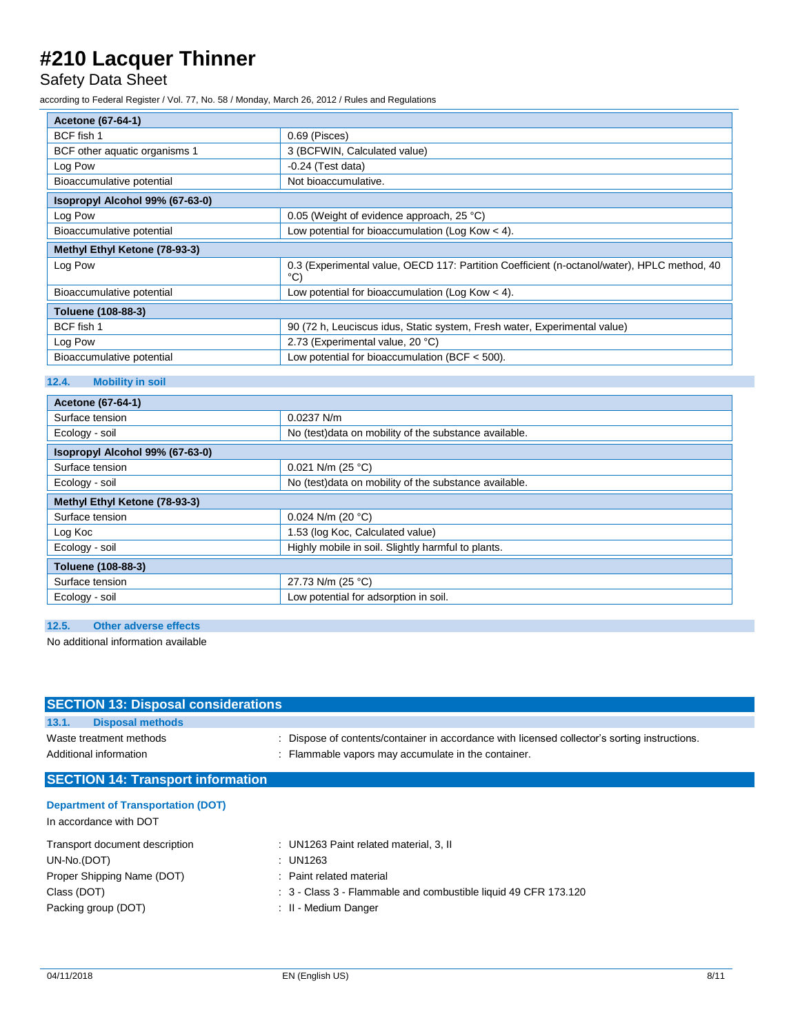| Acetone (67-64-1) | |
|---|---|
| BCF fish 1 | 0.69 (Pisces) |
| BCF other aquatic organisms 1 | 3 (BCFWIN, Calculated value) |
| Log Pow | -0.24 (Test data) |
| Bioaccumulative potential | Not bioaccumulative. |

| Isopropyl Alcohol 99% (67-63-0) | |
|---|---|
| Log Pow | 0.05 (Weight of evidence approach, 25 °C) |
| Bioaccumulative potential | Low potential for bioaccumulation (Log Kow < 4). |

| Methyl Ethyl Ketone (78-93-3) | |
|---|---|
| Log Pow | 0.3 (Experimental value, OECD 117: Partition Coefficient (n-octanol/water), HPLC method, 40 °C) |
| Bioaccumulative potential | Low potential for bioaccumulation (Log Kow < 4). |

| Toluene (108-88-3) | |
|---|---|
| BCF fish 1 | 90 (72 h, Leuciscus idus, Static system, Fresh water, Experimental value) |
| Log Pow | 2.73 (Experimental value, 20 °C) |
| Bioaccumulative potential | Low potential for bioaccumulation (BCF < 500). |

### 12.4. Mobility in soil

| Acetone (67-64-1) | |
|---|---|
| Surface tension | 0.0237 N/m |
| Ecology - soil | No (test)data on mobility of the substance available. |

| Isopropyl Alcohol 99% (67-63-0) | |
|---|---|
| Surface tension | 0.021 N/m (25 °C) |
| Ecology - soil | No (test)data on mobility of the substance available. |

| Methyl Ethyl Ketone (78-93-3) | |
|---|---|
| Surface tension | 0.024 N/m (20 °C) |
| Log Koc | 1.53 (log Koc, Calculated value) |
| Ecology - soil | Highly mobile in soil. Slightly harmful to plants. |

| Toluene (108-88-3) | |
|---|---|
| Surface tension | 27.73 N/m (25 °C) |
| Ecology - soil | Low potential for adsorption in soil. |

### 12.5. Other adverse effects

No additional information available

## SECTION 13: Disposal considerations

### 13.1. Disposal methods

Waste treatment methods : Dispose of contents/container in accordance with licensed collector's sorting instructions.

Additional information : Flammable vapors may accumulate in the container.

## SECTION 14: Transport information

**Department of Transportation (DOT)**

In accordance with DOT

Transport document description : UN1263 Paint related material, 3, II

UN-No.(DOT) : UN1263

Proper Shipping Name (DOT) : Paint related material

Class (DOT) : 3 - Class 3 - Flammable and combustible liquid 49 CFR 173.120

Packing group (DOT) : II - Medium Danger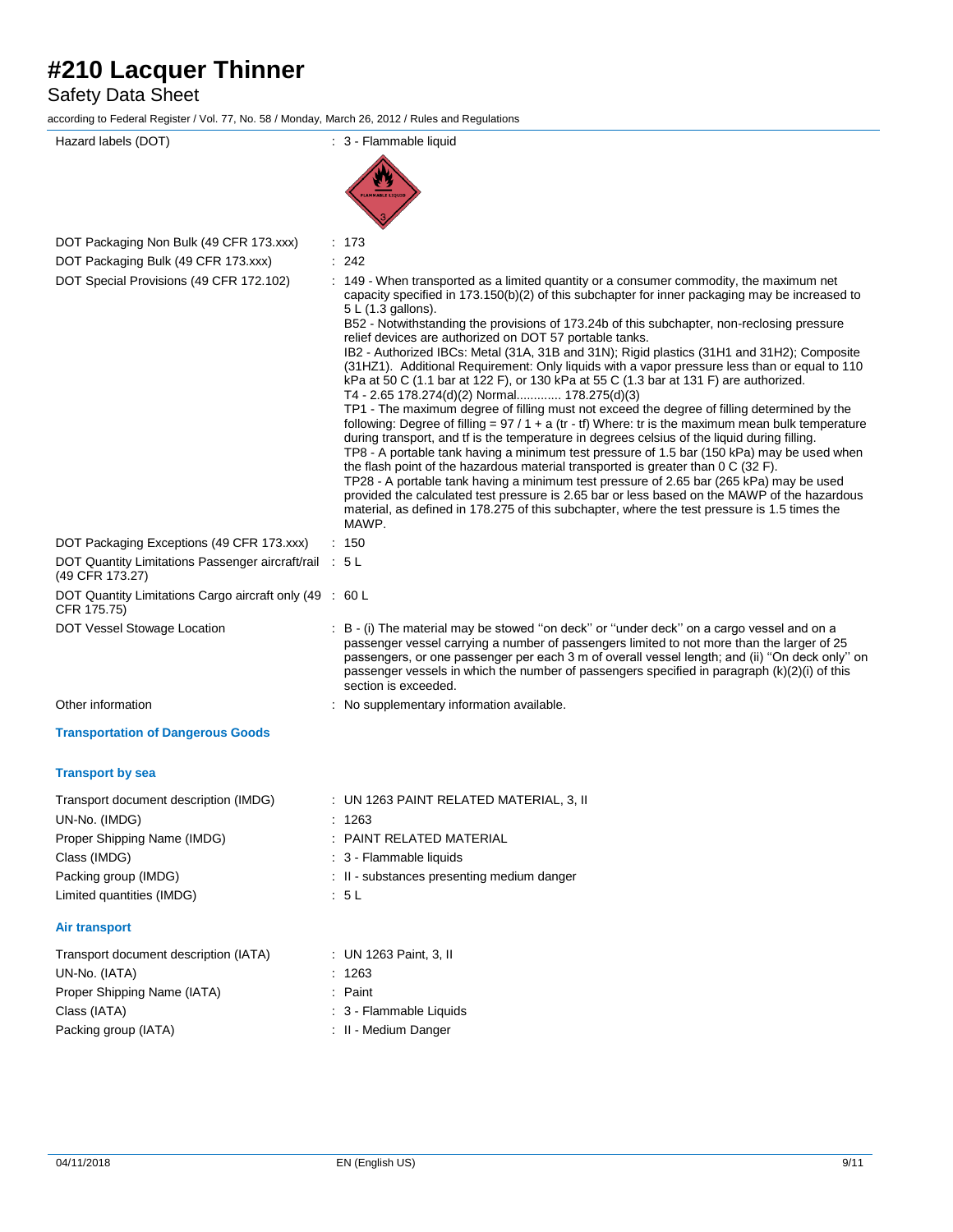# #210 Lacquer Thinner

Safety Data Sheet

according to Federal Register / Vol. 77, No. 58 / Monday, March 26, 2012 / Rules and Regulations

| | |
|---|---|
| Hazard labels (DOT) | : 3 - Flammable liquid |
| DOT Packaging Non Bulk (49 CFR 173.xxx) | : 173 |
| DOT Packaging Bulk (49 CFR 173.xxx) | : 242 |
| DOT Special Provisions (49 CFR 172.102) | : 149 - When transported as a limited quantity or a consumer commodity, the maximum net capacity specified in 173.150(b)(2) of this subchapter for inner packaging may be increased to 5 L (1.3 gallons).<br>B52 - Notwithstanding the provisions of 173.24b of this subchapter, non-reclosing pressure relief devices are authorized on DOT 57 portable tanks.<br>IB2 - Authorized IBCs: Metal (31A, 31B and 31N); Rigid plastics (31H1 and 31H2); Composite (31HZ1). Additional Requirement: Only liquids with a vapor pressure less than or equal to 110 kPa at 50 C (1.1 bar at 122 F), or 130 kPa at 55 C (1.3 bar at 131 F) are authorized.<br>T4 - 2.65 178.274(d)(2) Normal............. 178.275(d)(3)<br>TP1 - The maximum degree of filling must not exceed the degree of filling determined by the following: Degree of filling = 97 / 1 + a (tr - tf) Where: tr is the maximum mean bulk temperature during transport, and tf is the temperature in degrees celsius of the liquid during filling.<br>TP8 - A portable tank having a minimum test pressure of 1.5 bar (150 kPa) may be used when the flash point of the hazardous material transported is greater than 0 C (32 F).<br>TP28 - A portable tank having a minimum test pressure of 2.65 bar (265 kPa) may be used provided the calculated test pressure is 2.65 bar or less based on the MAWP of the hazardous material, as defined in 178.275 of this subchapter, where the test pressure is 1.5 times the MAWP. |
| DOT Packaging Exceptions (49 CFR 173.xxx) | : 150 |
| DOT Quantity Limitations Passenger aircraft/rail (49 CFR 173.27) | : 5 L |
| DOT Quantity Limitations Cargo aircraft only (49 CFR 175.75) | : 60 L |
| DOT Vessel Stowage Location | : B - (i) The material may be stowed ''on deck'' or ''under deck'' on a cargo vessel and on a passenger vessel carrying a number of passengers limited to not more than the larger of 25 passengers, or one passenger per each 3 m of overall vessel length; and (ii) ''On deck only'' on passenger vessels in which the number of passengers specified in paragraph (k)(2)(i) of this section is exceeded. |
| Other information | : No supplementary information available. |

### Transportation of Dangerous Goods

### Transport by sea

| | |
|---|---|
| Transport document description (IMDG) | : UN 1263 PAINT RELATED MATERIAL, 3, II |
| UN-No. (IMDG) | : 1263 |
| Proper Shipping Name (IMDG) | : PAINT RELATED MATERIAL |
| Class (IMDG) | : 3 - Flammable liquids |
| Packing group (IMDG) | : II - substances presenting medium danger |
| Limited quantities (IMDG) | : 5 L |

### Air transport

| | |
|---|---|
| Transport document description (IATA) | : UN 1263 Paint, 3, II |
| UN-No. (IATA) | : 1263 |
| Proper Shipping Name (IATA) | : Paint |
| Class (IATA) | : 3 - Flammable Liquids |
| Packing group (IATA) | : II - Medium Danger |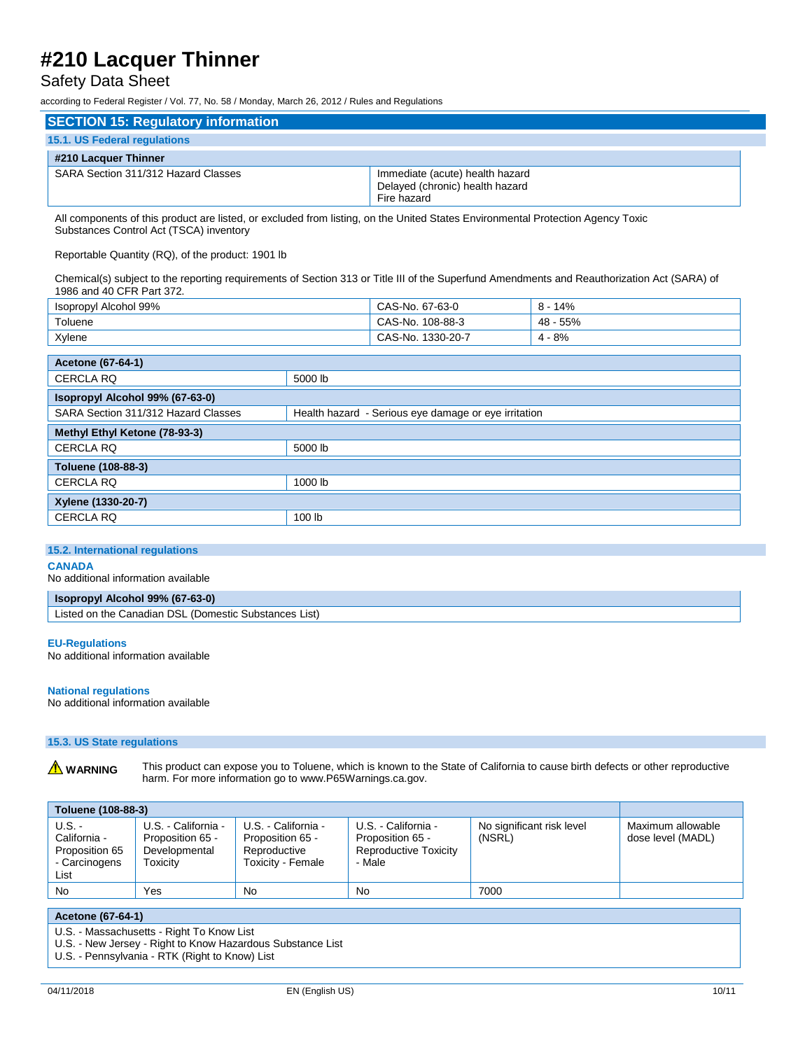## SECTION 15: Regulatory information

### 15.1. US Federal regulations

| #210 Lacquer Thinner | |
|---|---|
| SARA Section 311/312 Hazard Classes | Immediate (acute) health hazard<br>Delayed (chronic) health hazard<br>Fire hazard |

All components of this product are listed, or excluded from listing, on the United States Environmental Protection Agency Toxic Substances Control Act (TSCA) inventory

Reportable Quantity (RQ), of the product: 1901 lb

Chemical(s) subject to the reporting requirements of Section 313 or Title III of the Superfund Amendments and Reauthorization Act (SARA) of 1986 and 40 CFR Part 372.

| | | |
|---|---|---|
| Isopropyl Alcohol 99% | CAS-No. 67-63-0 | 8 - 14% |
| Toluene | CAS-No. 108-88-3 | 48 - 55% |
| Xylene | CAS-No. 1330-20-7 | 4 - 8% |

| Acetone (67-64-1) | |
|---|---|
| CERCLA RQ | 5000 lb |
| **Isopropyl Alcohol 99% (67-63-0)** | |
| SARA Section 311/312 Hazard Classes | Health hazard - Serious eye damage or eye irritation |
| **Methyl Ethyl Ketone (78-93-3)** | |
| CERCLA RQ | 5000 lb |
| **Toluene (108-88-3)** | |
| CERCLA RQ | 1000 lb |
| **Xylene (1330-20-7)** | |
| CERCLA RQ | 100 lb |

### 15.2. International regulations

**CANADA**

No additional information available

| Isopropyl Alcohol 99% (67-63-0) |
|---|
| Listed on the Canadian DSL (Domestic Substances List) |

**EU-Regulations**

No additional information available

**National regulations**

No additional information available

### 15.3. US State regulations

⚠ **WARNING** This product can expose you to Toluene, which is known to the State of California to cause birth defects or other reproductive harm. For more information go to www.P65Warnings.ca.gov.

| Toluene (108-88-3) | | | | | |
|---|---|---|---|---|---|
| U.S. - California - Proposition 65 - Carcinogens List | U.S. - California - Proposition 65 - Developmental Toxicity | U.S. - California - Proposition 65 - Reproductive Toxicity - Female | U.S. - California - Proposition 65 - Reproductive Toxicity - Male | No significant risk level (NSRL) | Maximum allowable dose level (MADL) |
| No | Yes | No | No | 7000 | |

| Acetone (67-64-1) |
|---|
| U.S. - Massachusetts - Right To Know List<br>U.S. - New Jersey - Right to Know Hazardous Substance List<br>U.S. - Pennsylvania - RTK (Right to Know) List |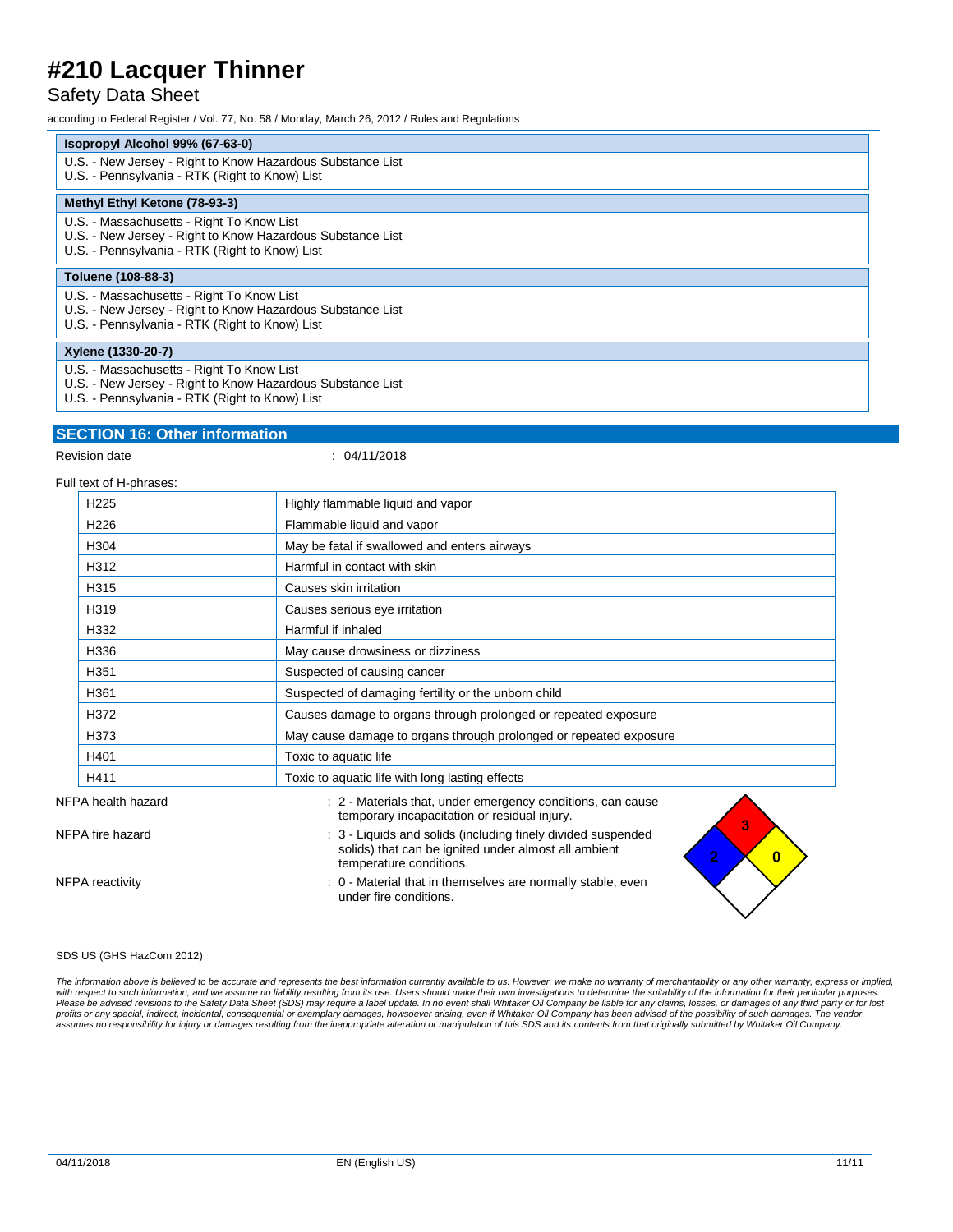**Isopropyl Alcohol 99% (67-63-0)**

U.S. - New Jersey - Right to Know Hazardous Substance List
U.S. - Pennsylvania - RTK (Right to Know) List

**Methyl Ethyl Ketone (78-93-3)**

U.S. - Massachusetts - Right To Know List
U.S. - New Jersey - Right to Know Hazardous Substance List
U.S. - Pennsylvania - RTK (Right to Know) List

**Toluene (108-88-3)**

U.S. - Massachusetts - Right To Know List
U.S. - New Jersey - Right to Know Hazardous Substance List
U.S. - Pennsylvania - RTK (Right to Know) List

**Xylene (1330-20-7)**

U.S. - Massachusetts - Right To Know List
U.S. - New Jersey - Right to Know Hazardous Substance List
U.S. - Pennsylvania - RTK (Right to Know) List

## SECTION 16: Other information

Revision date : 04/11/2018

Full text of H-phrases:

| | |
|---|---|
| H225 | Highly flammable liquid and vapor |
| H226 | Flammable liquid and vapor |
| H304 | May be fatal if swallowed and enters airways |
| H312 | Harmful in contact with skin |
| H315 | Causes skin irritation |
| H319 | Causes serious eye irritation |
| H332 | Harmful if inhaled |
| H336 | May cause drowsiness or dizziness |
| H351 | Suspected of causing cancer |
| H361 | Suspected of damaging fertility or the unborn child |
| H372 | Causes damage to organs through prolonged or repeated exposure |
| H373 | May cause damage to organs through prolonged or repeated exposure |
| H401 | Toxic to aquatic life |
| H411 | Toxic to aquatic life with long lasting effects |

NFPA health hazard : 2 - Materials that, under emergency conditions, can cause temporary incapacitation or residual injury.

NFPA fire hazard : 3 - Liquids and solids (including finely divided suspended solids) that can be ignited under almost all ambient temperature conditions.

NFPA reactivity : 0 - Material that in themselves are normally stable, even under fire conditions.

3
2
0

SDS US (GHS HazCom 2012)

*The information above is believed to be accurate and represents the best information currently available to us. However, we make no warranty of merchantability or any other warranty, express or implied, with respect to such information, and we assume no liability resulting from its use. Users should make their own investigations to determine the suitability of the information for their particular purposes. Please be advised revisions to the Safety Data Sheet (SDS) may require a label update. In no event shall Whitaker Oil Company be liable for any claims, losses, or damages of any third party or for lost profits or any special, indirect, incidental, consequential or exemplary damages, howsoever arising, even if Whitaker Oil Company has been advised of the possibility of such damages. The vendor assumes no responsibility for injury or damages resulting from the inappropriate alteration or manipulation of this SDS and its contents from that originally submitted by Whitaker Oil Company.*